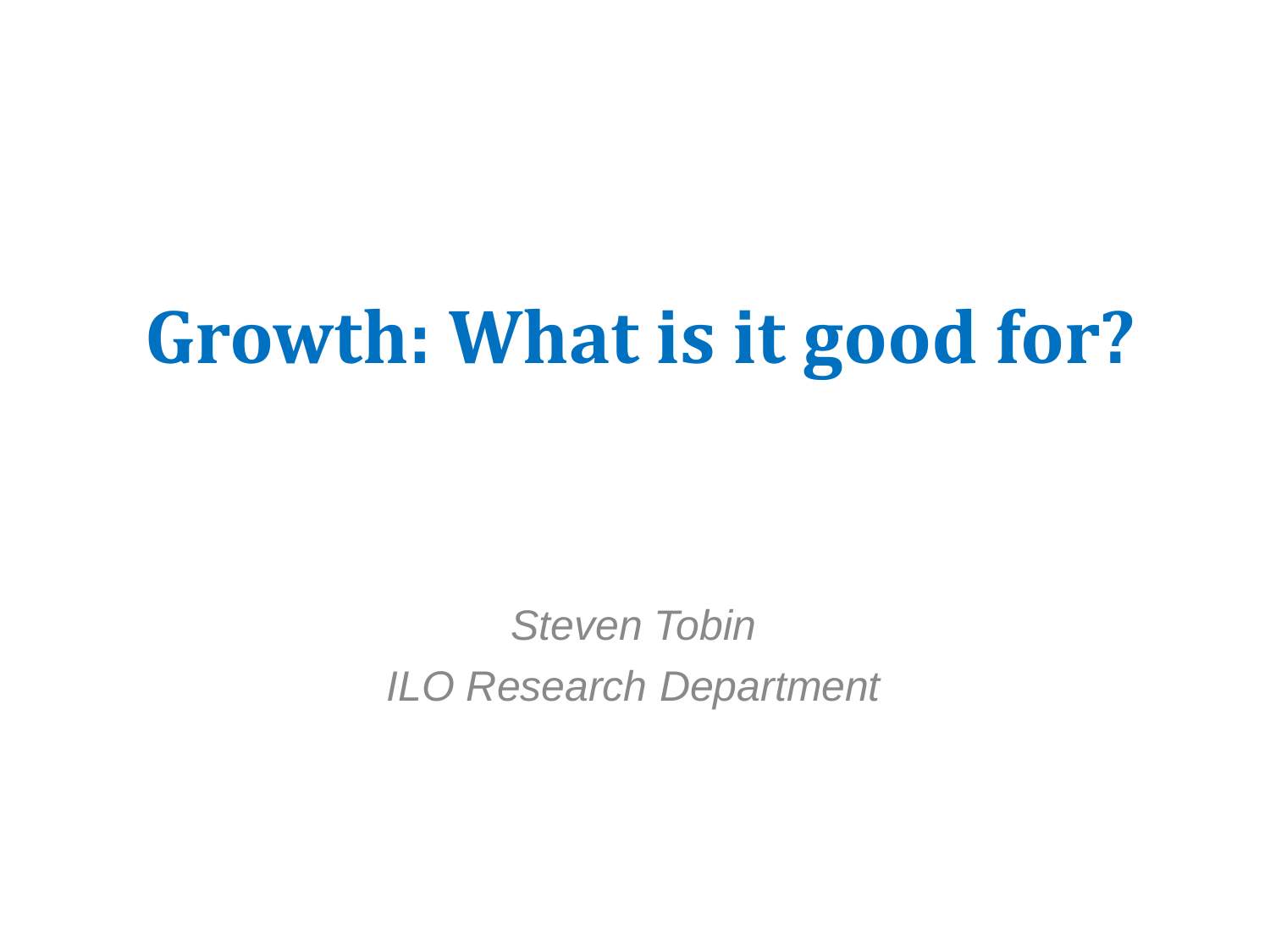# Growth: What is it good for?

*Steven Tobin*

*ILO Research Department*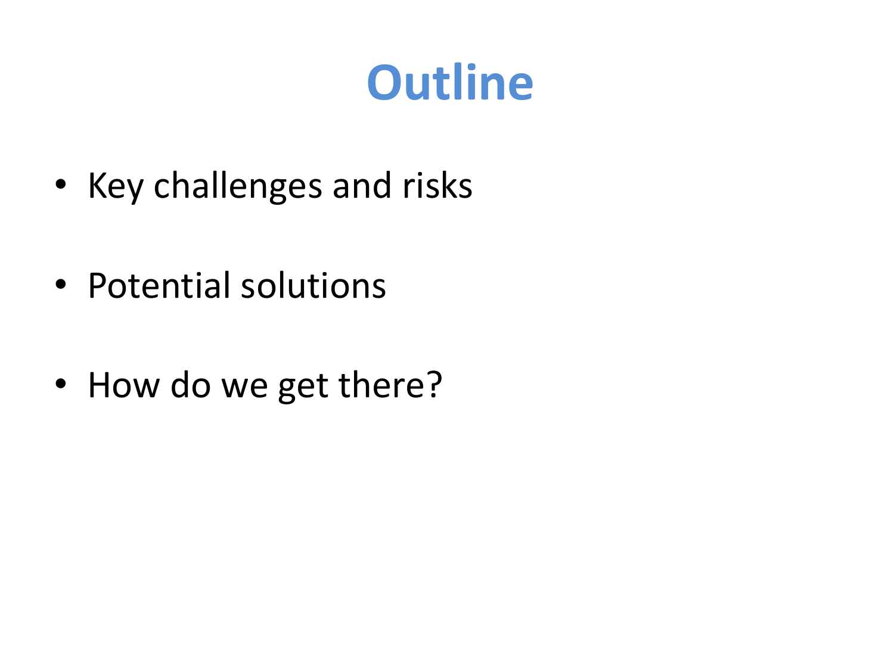# Outline

- Key challenges and risks
- Potential solutions
- How do we get there?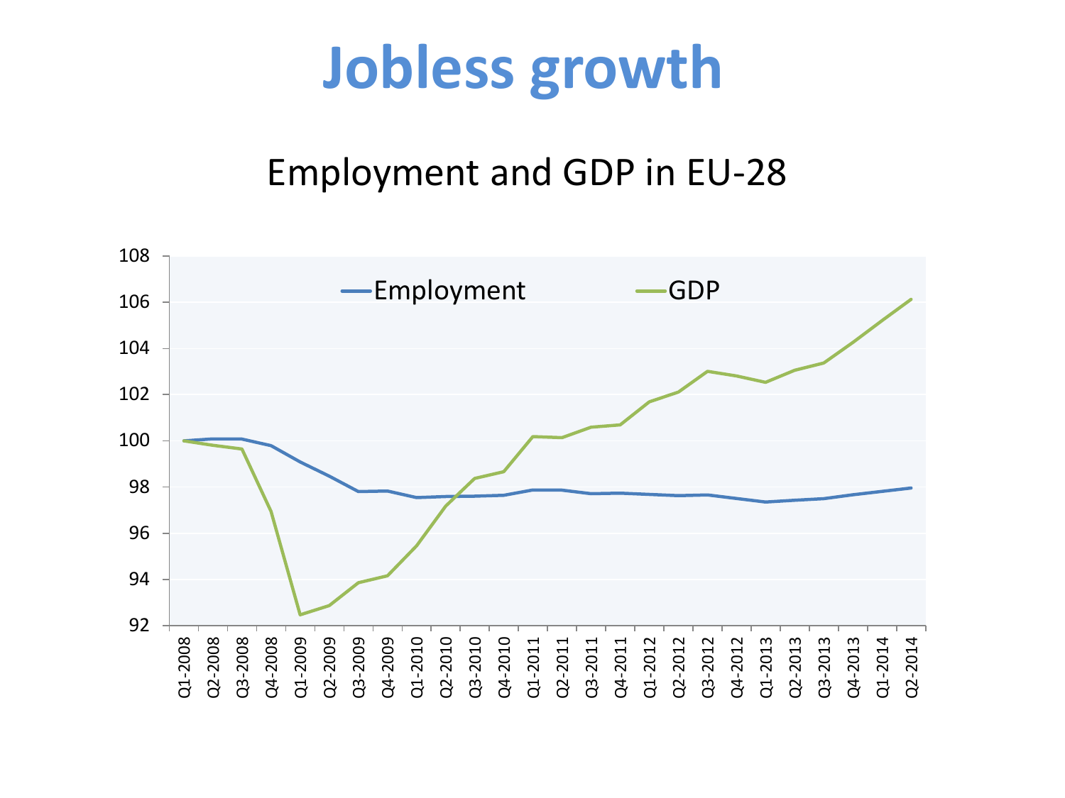# Jobless growth

## Employment and GDP in EU-28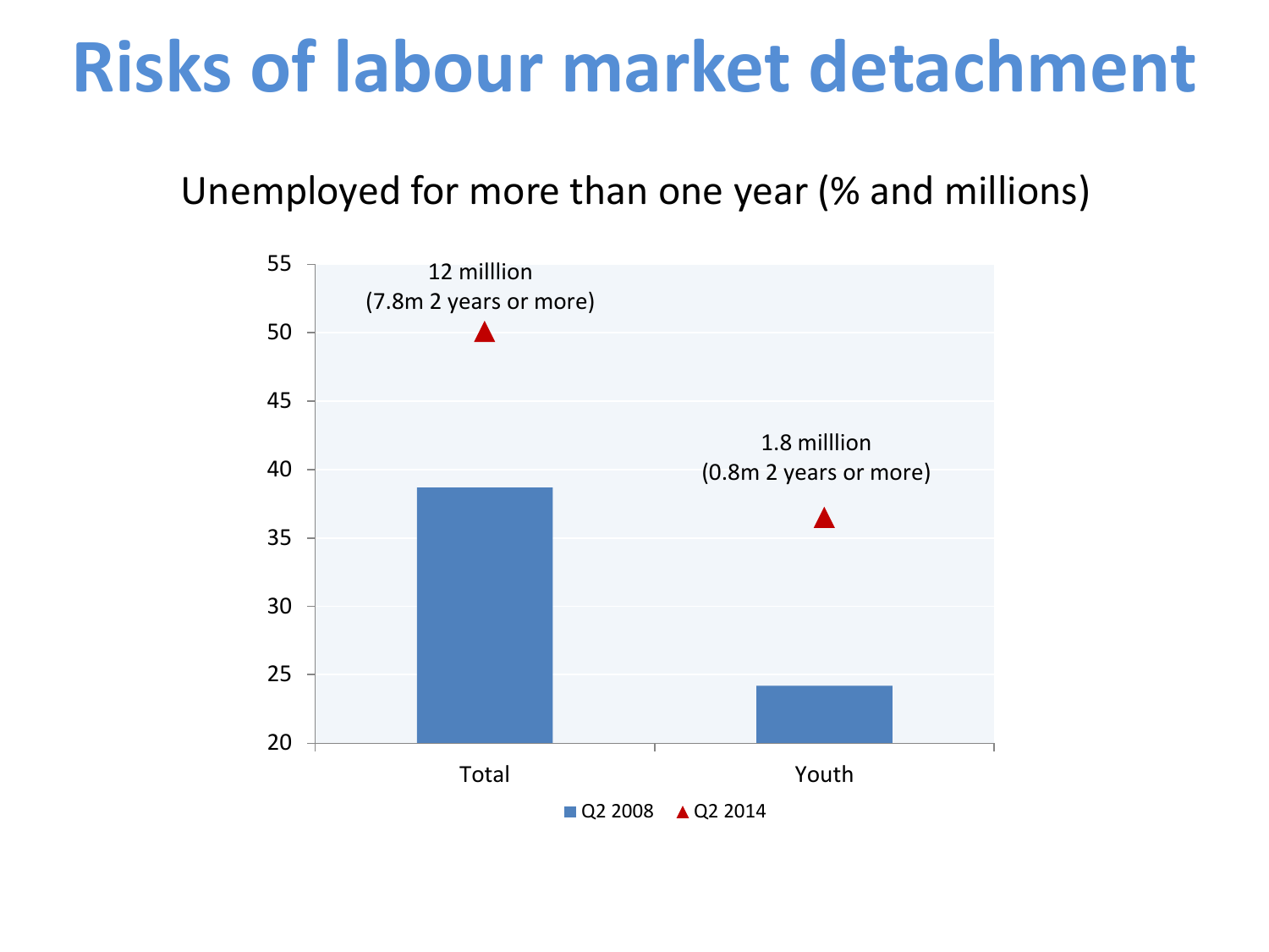# Risks of labour market detachment

Unemployed for more than one year (% and millions)

55
50
45
40
35
30
25
20

12 milllion
(7.8m 2 years or more)

1.8 milllion
(0.8m 2 years or more)

Total

Youth

■ Q2 2008 ▲ Q2 2014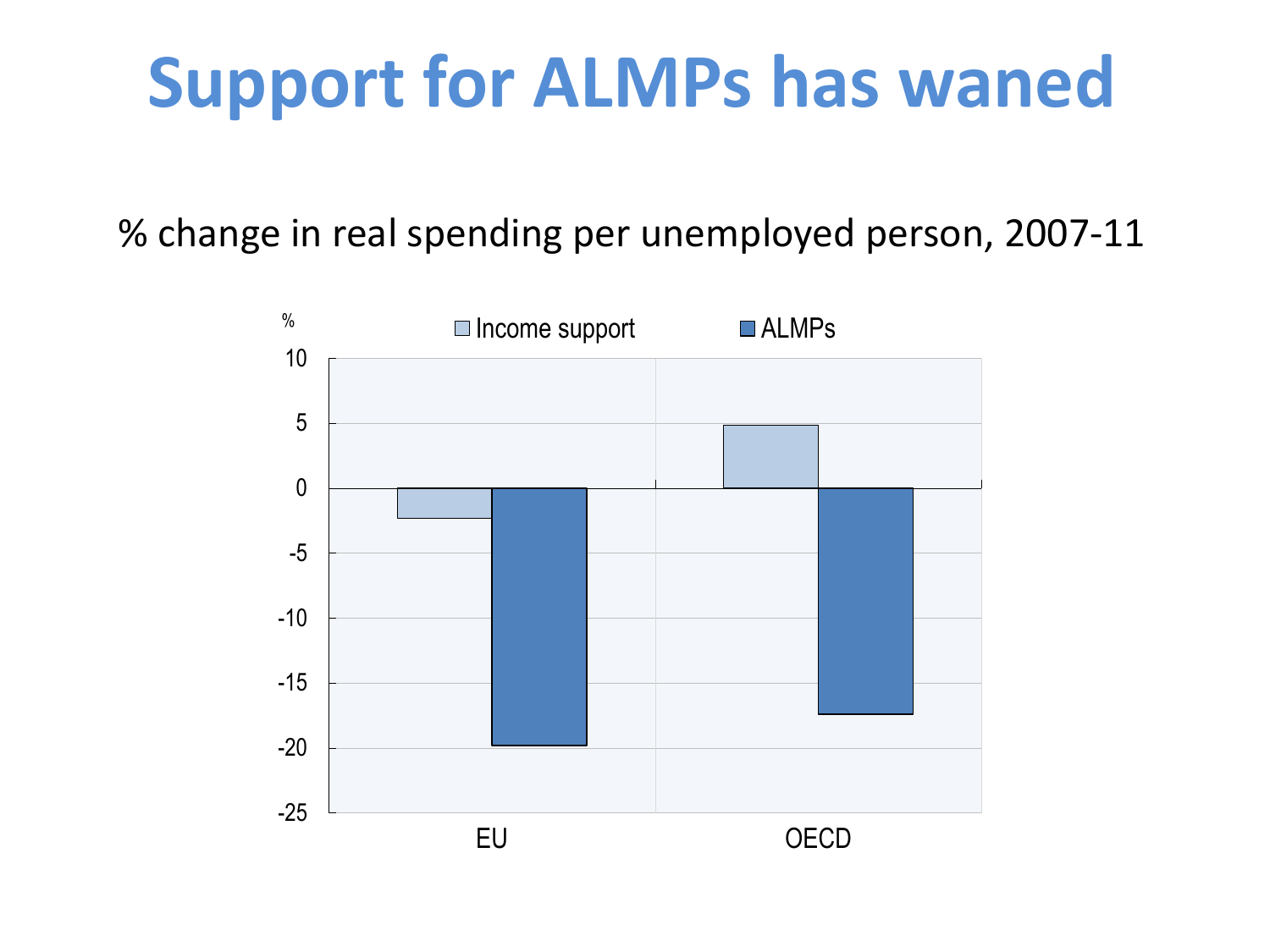# Support for ALMPs has waned

% change in real spending per unemployed person, 2007-11

| | Income support | ALMPs |
|---|---|---|
| EU | -2.3 | -19.8 |
| OECD | 4.9 | -17.4 |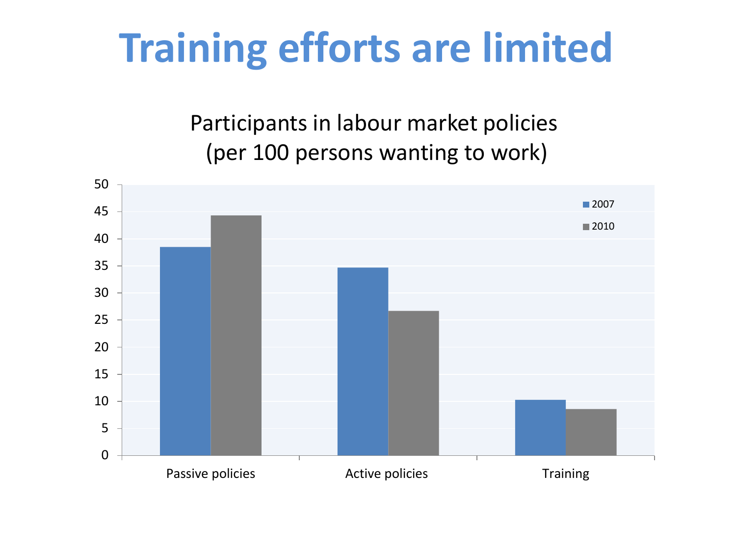# Training efforts are limited

Participants in labour market policies
(per 100 persons wanting to work)

| | 2007 | 2010 |
|---|---|---|
| Passive policies | 38.5 | 44.3 |
| Active policies | 34.7 | 26.7 |
| Training | 10.3 | 8.6 |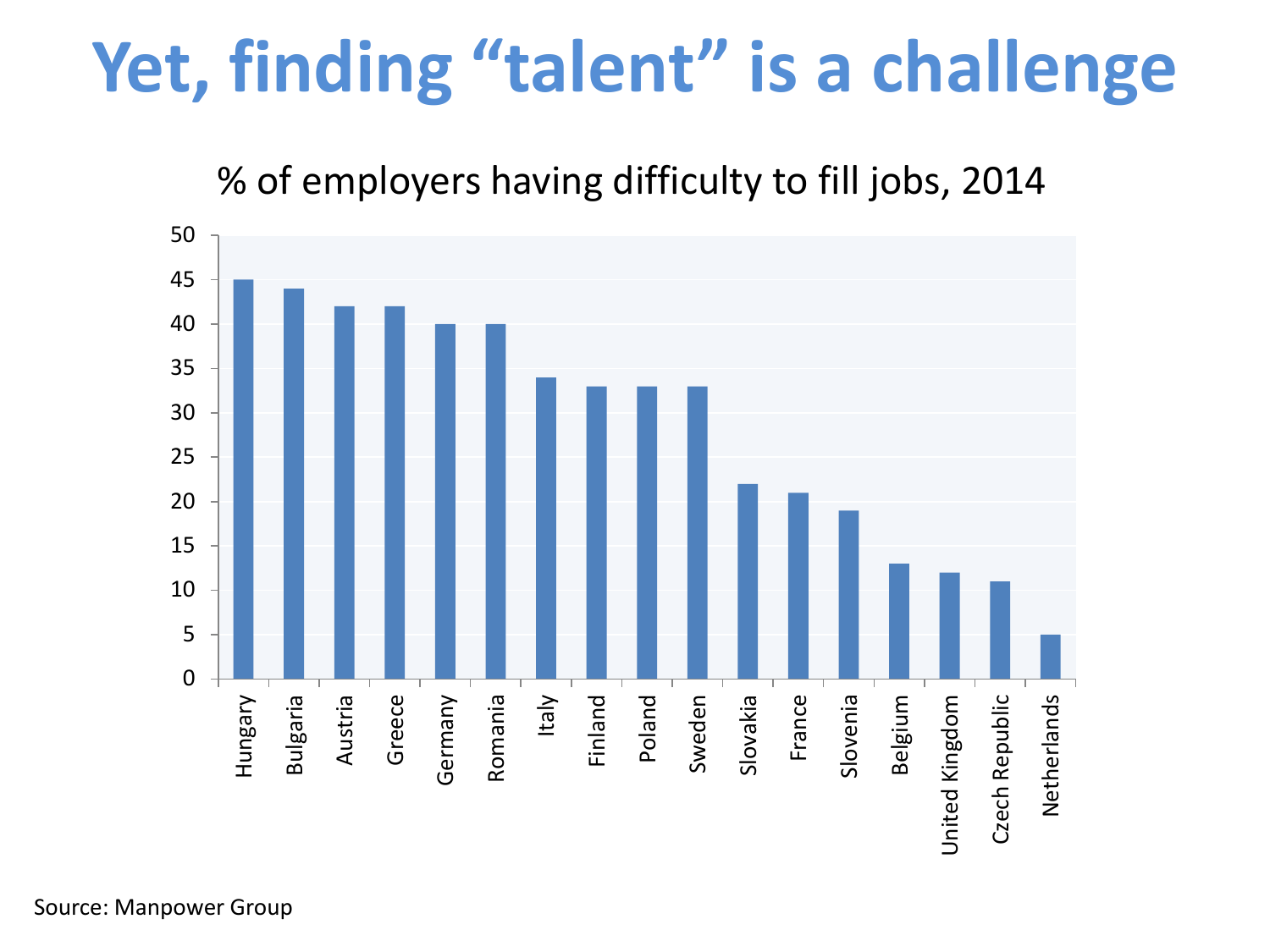# Yet, finding "talent" is a challenge

% of employers having difficulty to fill jobs, 2014

| Country | % |
|---|---|
| Hungary | 45 |
| Bulgaria | 44 |
| Austria | 42 |
| Greece | 42 |
| Germany | 40 |
| Romania | 40 |
| Italy | 34 |
| Finland | 33 |
| Poland | 33 |
| Sweden | 33 |
| Slovakia | 22 |
| France | 21 |
| Slovenia | 19 |
| Belgium | 13 |
| United Kingdom | 12 |
| Czech Republic | 11 |
| Netherlands | 5 |

Source: Manpower Group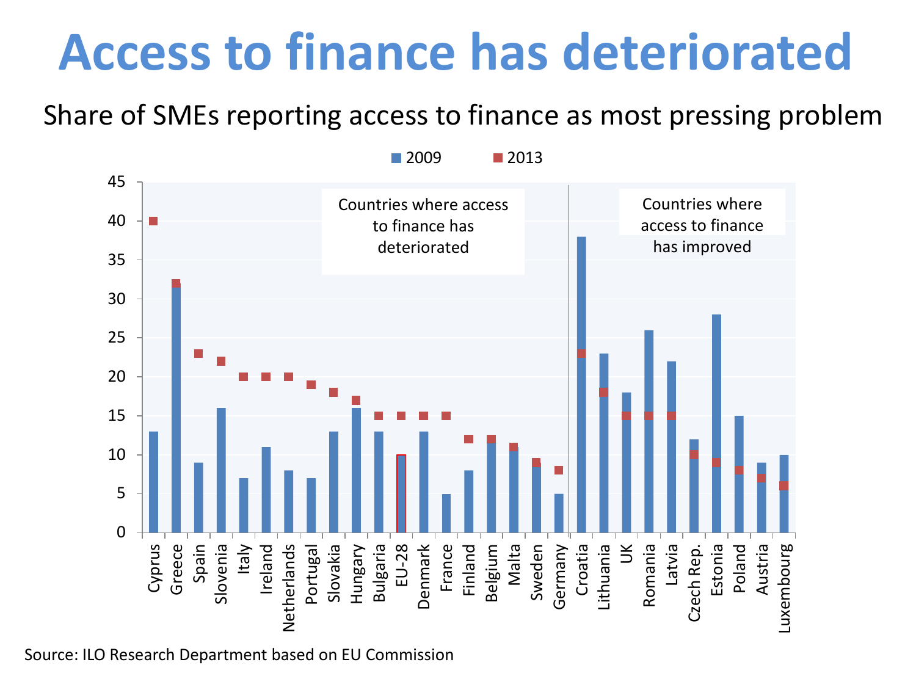# Access to finance has deteriorated

Share of SMEs reporting access to finance as most pressing problem

| Country | 2009 | 2013 |
|---|---|---|
| Cyprus | 13 | 40 |
| Greece | 31 | 32 |
| Spain | 9 | 23 |
| Slovenia | 16 | 22 |
| Italy | 7 | 20 |
| Ireland | 11 | 20 |
| Netherlands | 8 | 20 |
| Portugal | 7 | 19 |
| Slovakia | 13 | 18 |
| Hungary | 16 | 17 |
| Bulgaria | 13 | 15 |
| EU-28 | 10 | 15 |
| Denmark | 13 | 15 |
| France | 5 | 15 |
| Finland | 8 | 12 |
| Belgium | 11 | 12 |
| Malta | 11 | 11 |
| Sweden | 8 | 9 |
| Germany | 5 | 8 |
| Croatia | 38 | 23 |
| Lithuania | 23 | 18 |
| UK | 18 | 15 |
| Romania | 26 | 15 |
| Latvia | 22 | 15 |
| Czech Rep. | 12 | 10 |
| Estonia | 28 | 9 |
| Poland | 15 | 8 |
| Austria | 9 | 7 |
| Luxembourg | 10 | 6 |

Countries where access to finance has deteriorated: Cyprus through Germany. Countries where access to finance has improved: Croatia through Luxembourg.

Source: ILO Research Department based on EU Commission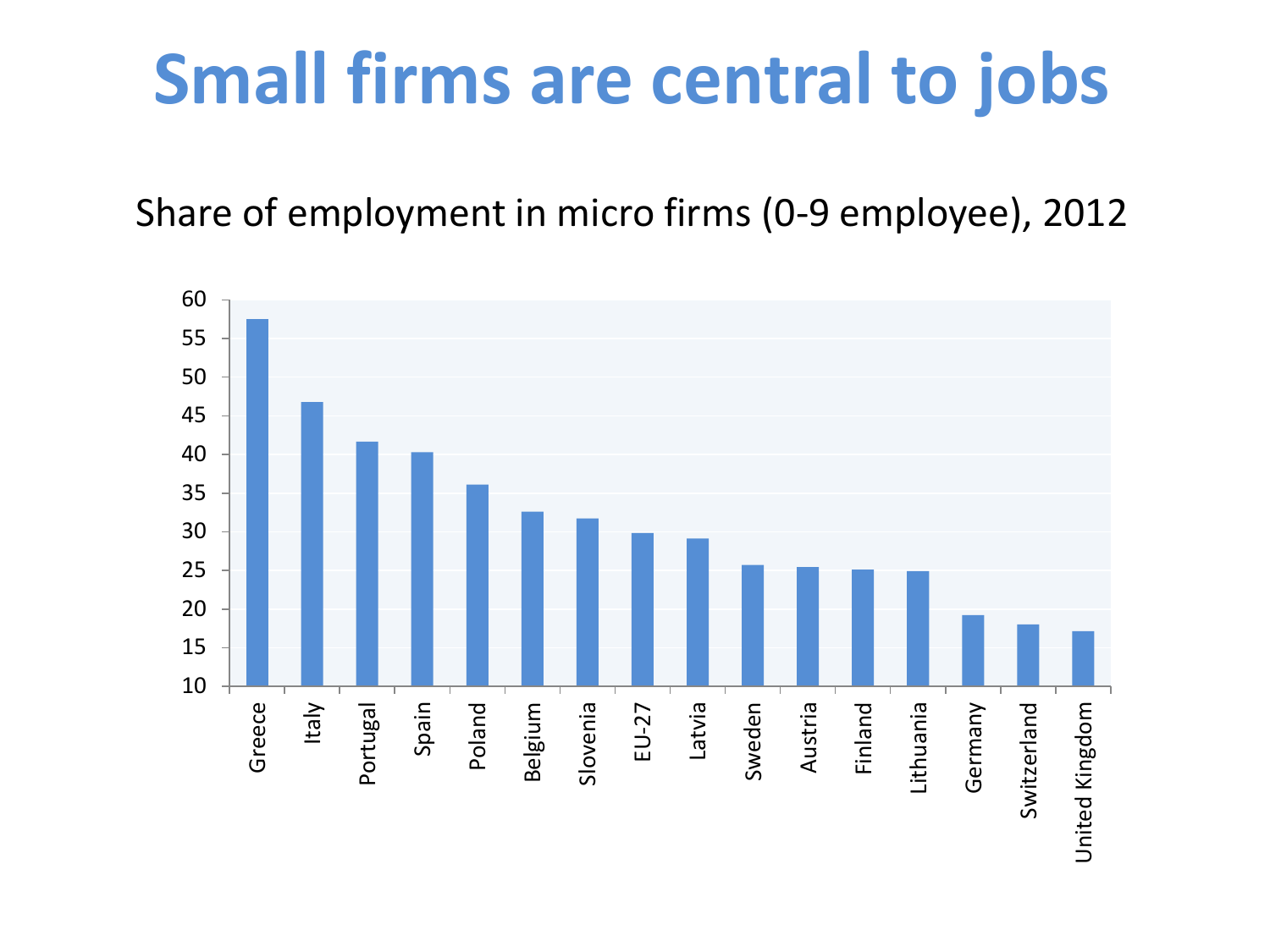# Small firms are central to jobs

Share of employment in micro firms (0-9 employee), 2012

| Country | Share (%) |
| --- | --- |
| Greece | 57.5 |
| Italy | 46.8 |
| Portugal | 41.7 |
| Spain | 40.3 |
| Poland | 36.1 |
| Belgium | 32.6 |
| Slovenia | 31.7 |
| EU-27 | 29.8 |
| Latvia | 29.1 |
| Sweden | 25.7 |
| Austria | 25.4 |
| Finland | 25.1 |
| Lithuania | 24.9 |
| Germany | 19.2 |
| Switzerland | 18.0 |
| United Kingdom | 17.1 |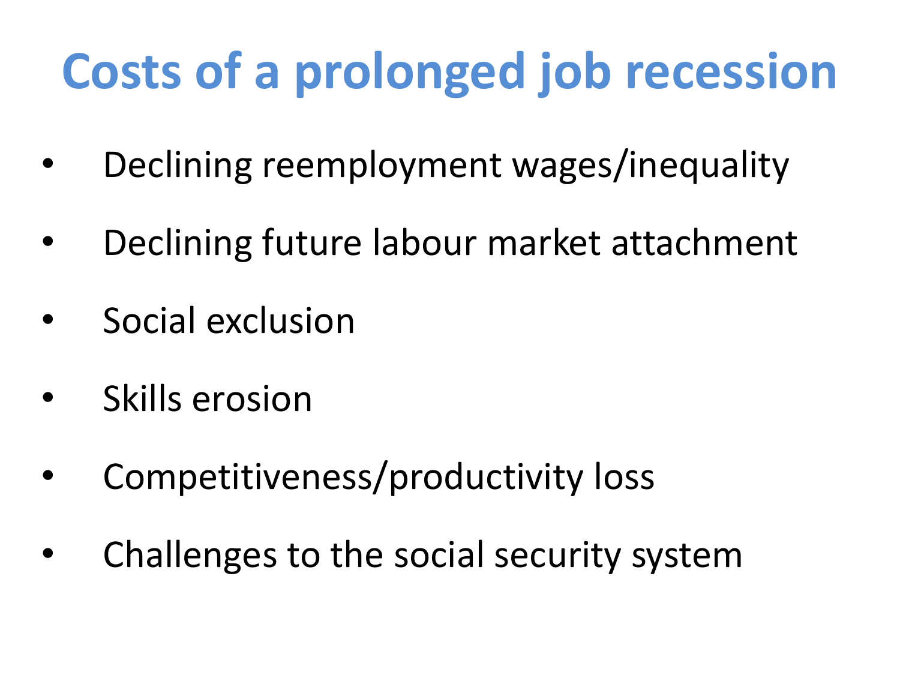# Costs of a prolonged job recession

- Declining reemployment wages/inequality
- Declining future labour market attachment
- Social exclusion
- Skills erosion
- Competitiveness/productivity loss
- Challenges to the social security system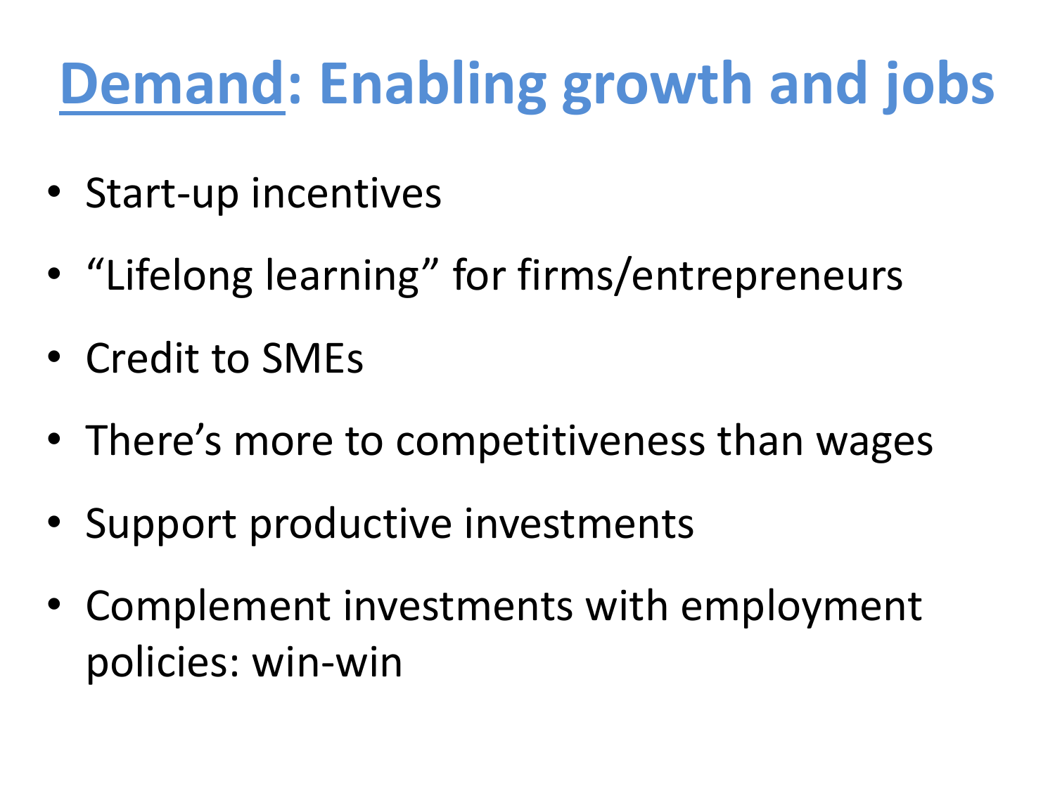# Demand: Enabling growth and jobs

- Start-up incentives
- "Lifelong learning" for firms/entrepreneurs
- Credit to SMEs
- There's more to competitiveness than wages
- Support productive investments
- Complement investments with employment policies: win-win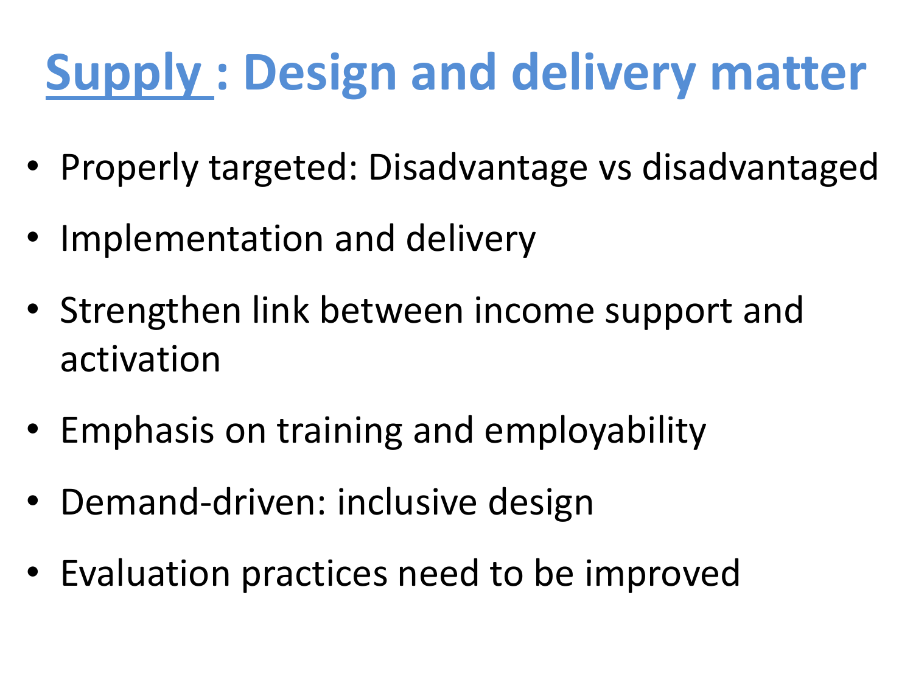# Supply : Design and delivery matter

- Properly targeted: Disadvantage vs disadvantaged
- Implementation and delivery
- Strengthen link between income support and activation
- Emphasis on training and employability
- Demand-driven: inclusive design
- Evaluation practices need to be improved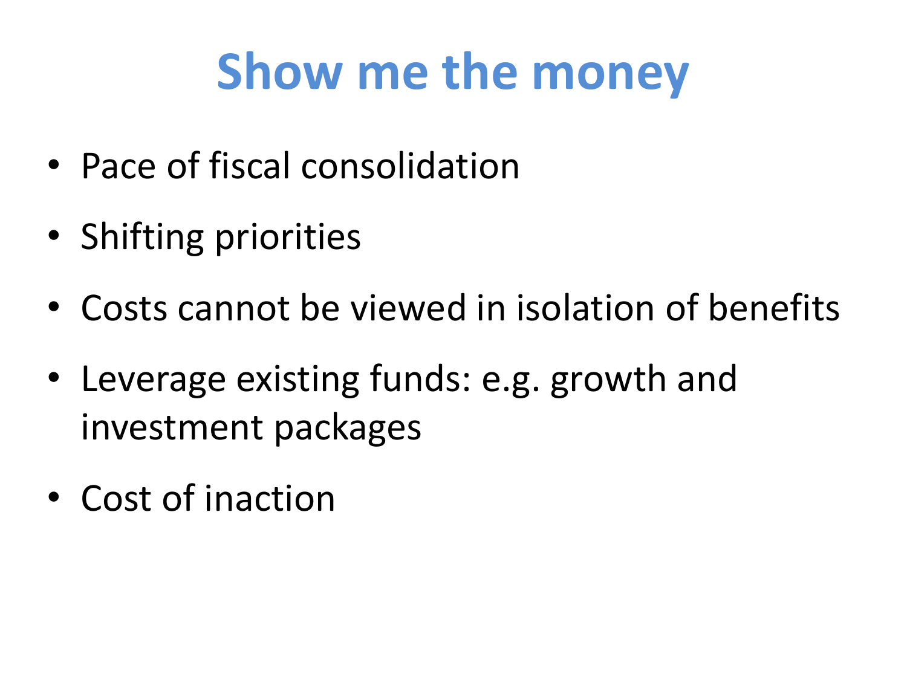# Show me the money

- Pace of fiscal consolidation
- Shifting priorities
- Costs cannot be viewed in isolation of benefits
- Leverage existing funds: e.g. growth and investment packages
- Cost of inaction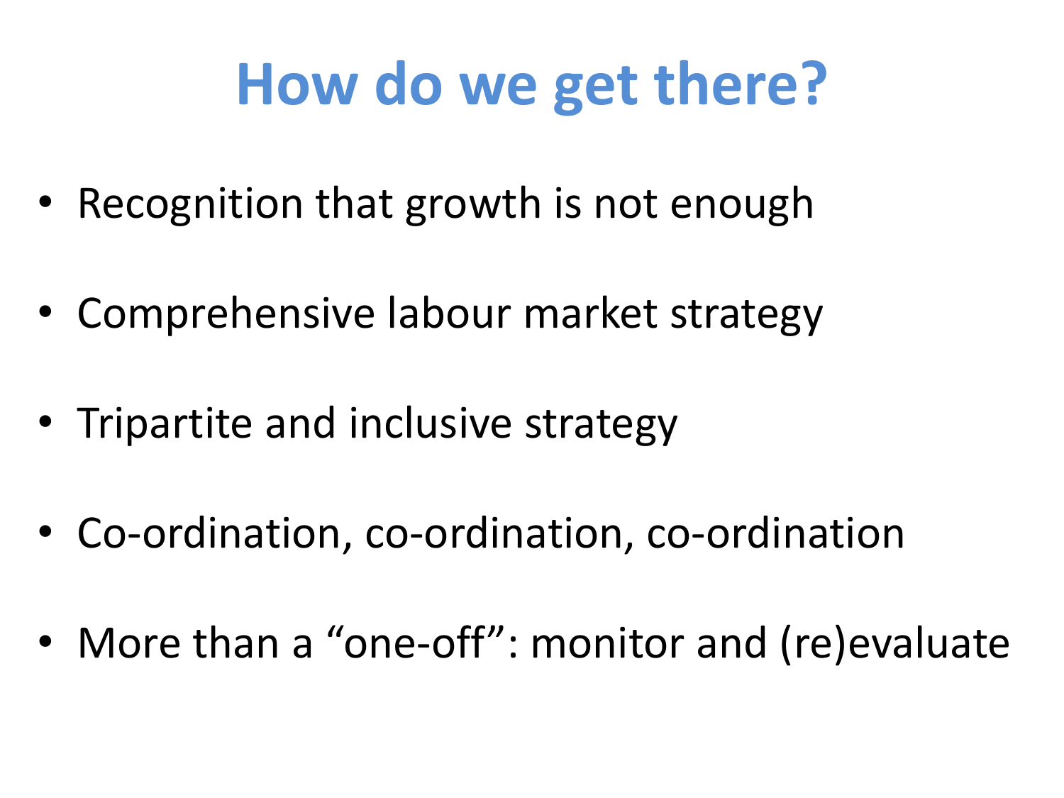# How do we get there?

- Recognition that growth is not enough
- Comprehensive labour market strategy
- Tripartite and inclusive strategy
- Co-ordination, co-ordination, co-ordination
- More than a “one-off”: monitor and (re)evaluate